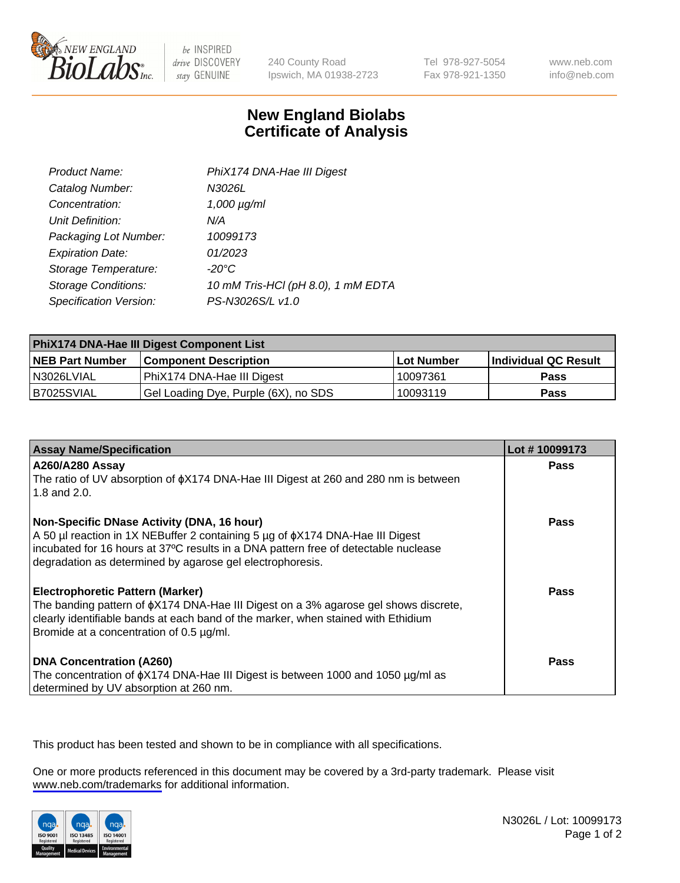NEW ENGLAND BioLabs Inc. — be INSPIRED drive DISCOVERY stay GENUINE

240 County Road
Ipswich, MA 01938-2723

Tel 978-927-5054
Fax 978-921-1350

www.neb.com
info@neb.com

# New England Biolabs
# Certificate of Analysis

| | |
|---|---|
| *Product Name:* | *PhiX174 DNA-Hae III Digest* |
| *Catalog Number:* | *N3026L* |
| *Concentration:* | *1,000 µg/ml* |
| *Unit Definition:* | *N/A* |
| *Packaging Lot Number:* | *10099173* |
| *Expiration Date:* | *01/2023* |
| *Storage Temperature:* | *-20°C* |
| *Storage Conditions:* | *10 mM Tris-HCl (pH 8.0), 1 mM EDTA* |
| *Specification Version:* | *PS-N3026S/L v1.0* |

| PhiX174 DNA-Hae III Digest Component List | | | |
|---|---|---|---|
| **NEB Part Number** | **Component Description** | **Lot Number** | **Individual QC Result** |
| N3026LVIAL | PhiX174 DNA-Hae III Digest | 10097361 | **Pass** |
| B7025SVIAL | Gel Loading Dye, Purple (6X), no SDS | 10093119 | **Pass** |

| Assay Name/Specification | Lot # 10099173 |
|---|---|
| **A260/A280 Assay**<br>The ratio of UV absorption of ϕX174 DNA-Hae III Digest at 260 and 280 nm is between 1.8 and 2.0. | **Pass** |
| **Non-Specific DNase Activity (DNA, 16 hour)**<br>A 50 µl reaction in 1X NEBuffer 2 containing 5 µg of ϕX174 DNA-Hae III Digest incubated for 16 hours at 37ºC results in a DNA pattern free of detectable nuclease degradation as determined by agarose gel electrophoresis. | **Pass** |
| **Electrophoretic Pattern (Marker)**<br>The banding pattern of ϕX174 DNA-Hae III Digest on a 3% agarose gel shows discrete, clearly identifiable bands at each band of the marker, when stained with Ethidium Bromide at a concentration of 0.5 µg/ml. | **Pass** |
| **DNA Concentration (A260)**<br>The concentration of ϕX174 DNA-Hae III Digest is between 1000 and 1050 µg/ml as determined by UV absorption at 260 nm. | **Pass** |

This product has been tested and shown to be in compliance with all specifications.

One or more products referenced in this document may be covered by a 3rd-party trademark. Please visit www.neb.com/trademarks for additional information.

ISO 9001 Registered Quality Management | ISO 13485 Registered Medical Devices | ISO 14001 Registered Environmental Management

N3026L / Lot: 10099173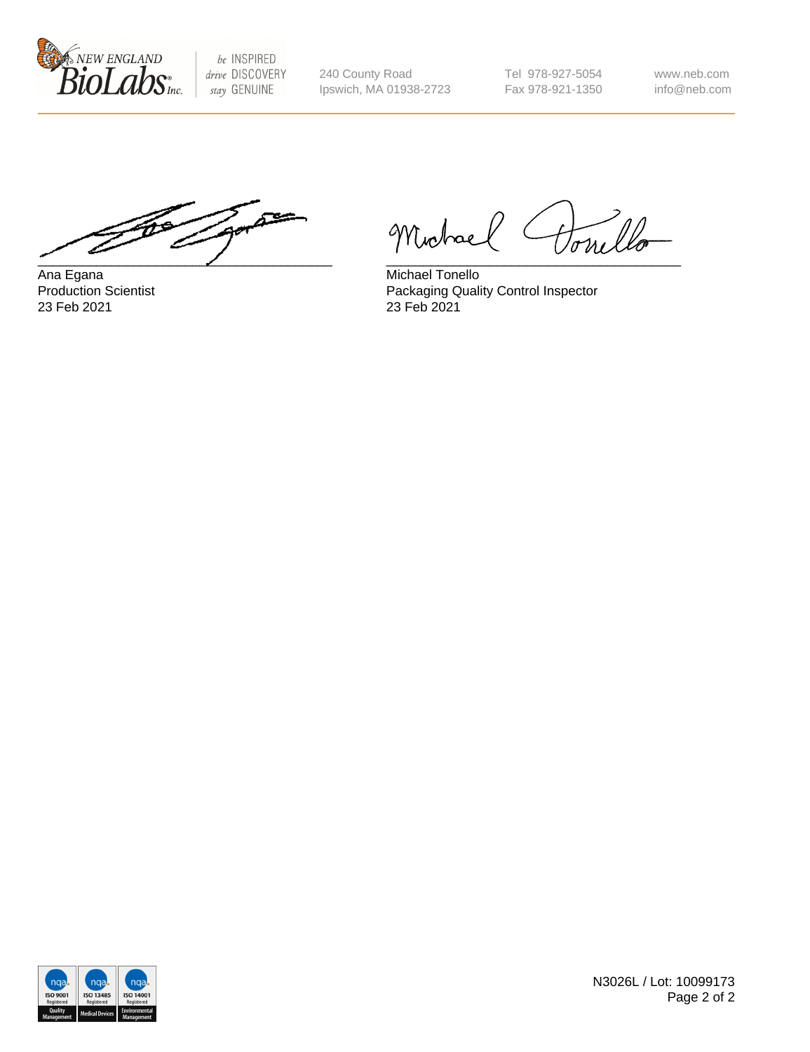Ana Egana
Production Scientist
23 Feb 2021

Michael Tonello
Packaging Quality Control Inspector
23 Feb 2021